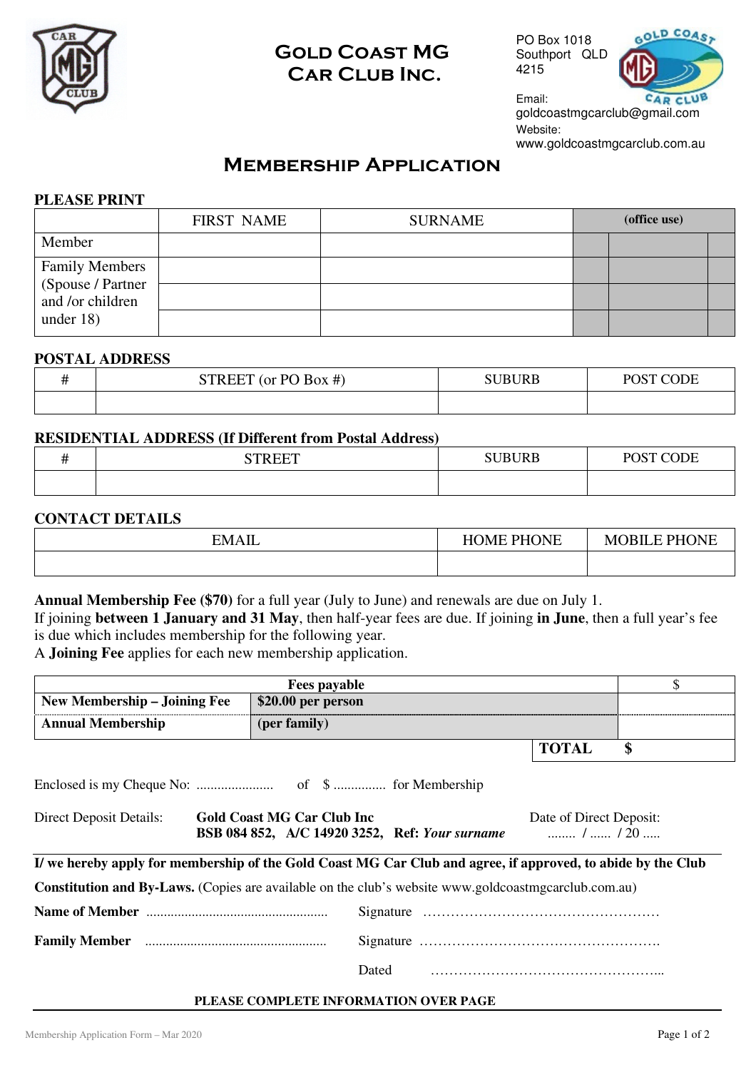# Gold Coast MG Car Club Inc.

PO Box 1018
Southport QLD
4215

Email:
goldcoastmgcarclub@gmail.com
Website:
www.goldcoastmgcarclub.com.au

## Membership Application

**PLEASE PRINT**

| | FIRST NAME | SURNAME | (office use) | | |
|---|---|---|---|---|---|
| Member | | | | | |
| Family Members (Spouse / Partner and /or children under 18) | | | | | |
| | | | | | |
| | | | | | |

**POSTAL ADDRESS**

| # | STREET (or PO Box #) | SUBURB | POST CODE |
|---|---|---|---|
| | | | |

**RESIDENTIAL ADDRESS (If Different from Postal Address)**

| # | STREET | SUBURB | POST CODE |
|---|---|---|---|
| | | | |

**CONTACT DETAILS**

| EMAIL | HOME PHONE | MOBILE PHONE |
|---|---|---|
| | | |

**Annual Membership Fee ($70)** for a full year (July to June) and renewals are due on July 1.
If joining **between 1 January and 31 May**, then half-year fees are due. If joining **in June**, then a full year's fee is due which includes membership for the following year.
A **Joining Fee** applies for each new membership application.

| Fees payable | | $ |
|---|---|---|
| **New Membership – Joining Fee** | **$20.00 per person** | |
| **Annual Membership** | **(per family)** | |
| | **TOTAL** | **$** |

Enclosed is my Cheque No: ..................... of $ .............. for Membership

Direct Deposit Details: **Gold Coast MG Car Club Inc**
**BSB 084 852, A/C 14920 3252, Ref:** ***Your surname***

Date of Direct Deposit: ........ / ...... / 20 .....

**I/ we hereby apply for membership of the Gold Coast MG Car Club and agree, if approved, to abide by the Club Constitution and By-Laws.** (Copies are available on the club's website www.goldcoastmgcarclub.com.au)

**Name of Member** .................................................... Signature ……………………………………………

**Family Member** .................................................... Signature ……………………………………………

Dated ……………………………………………...

**PLEASE COMPLETE INFORMATION OVER PAGE**

Membership Application Form – Mar 2020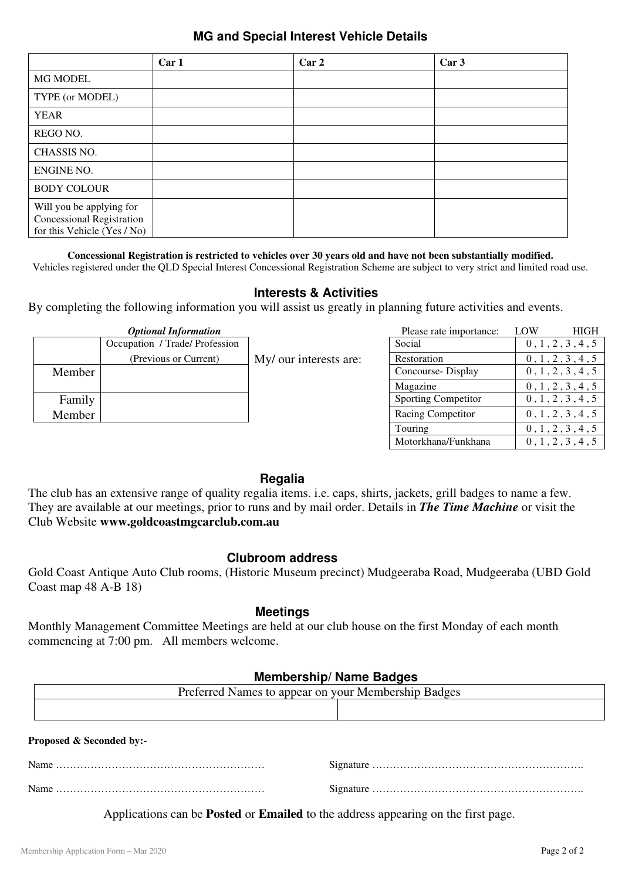## MG and Special Interest Vehicle Details

| | Car 1 | Car 2 | Car 3 |
|---|---|---|---|
| MG MODEL | | | |
| TYPE (or MODEL) | | | |
| YEAR | | | |
| REGO NO. | | | |
| CHASSIS NO. | | | |
| ENGINE NO. | | | |
| BODY COLOUR | | | |
| Will you be applying for Concessional Registration for this Vehicle (Yes / No) | | | |

**Concessional Registration is restricted to vehicles over 30 years old and have not been substantially modified.**
Vehicles registered under the QLD Special Interest Concessional Registration Scheme are subject to very strict and limited road use.

## Interests & Activities

By completing the following information you will assist us greatly in planning future activities and events.

***Optional Information***

| | Occupation / Trade/ Profession (Previous or Current) |
|---|---|
| Member | |
| Family Member | |

My/ our interests are:

| Please rate importance: | LOW HIGH |
|---|---|
| Social | 0 , 1 , 2 , 3 , 4 , 5 |
| Restoration | 0 , 1 , 2 , 3 , 4 , 5 |
| Concourse- Display | 0 , 1 , 2 , 3 , 4 , 5 |
| Magazine | 0 , 1 , 2 , 3 , 4 , 5 |
| Sporting Competitor | 0 , 1 , 2 , 3 , 4 , 5 |
| Racing Competitor | 0 , 1 , 2 , 3 , 4 , 5 |
| Touring | 0 , 1 , 2 , 3 , 4 , 5 |
| Motorkhana/Funkhana | 0 , 1 , 2 , 3 , 4 , 5 |

## Regalia

The club has an extensive range of quality regalia items. i.e. caps, shirts, jackets, grill badges to name a few. They are available at our meetings, prior to runs and by mail order. Details in ***The Time Machine*** or visit the Club Website **www.goldcoastmgcarclub.com.au**

## Clubroom address

Gold Coast Antique Auto Club rooms, (Historic Museum precinct) Mudgeeraba Road, Mudgeeraba (UBD Gold Coast map 48 A-B 18)

## Meetings

Monthly Management Committee Meetings are held at our club house on the first Monday of each month commencing at 7:00 pm. All members welcome.

## Membership/ Name Badges

| Preferred Names to appear on your Membership Badges | |
|---|---|
| | |

**Proposed & Seconded by:-**

Name ……………………………………………………  Signature …………………………………………………….

Name ……………………………………………………  Signature …………………………………………………….

Applications can be **Posted** or **Emailed** to the address appearing on the first page.